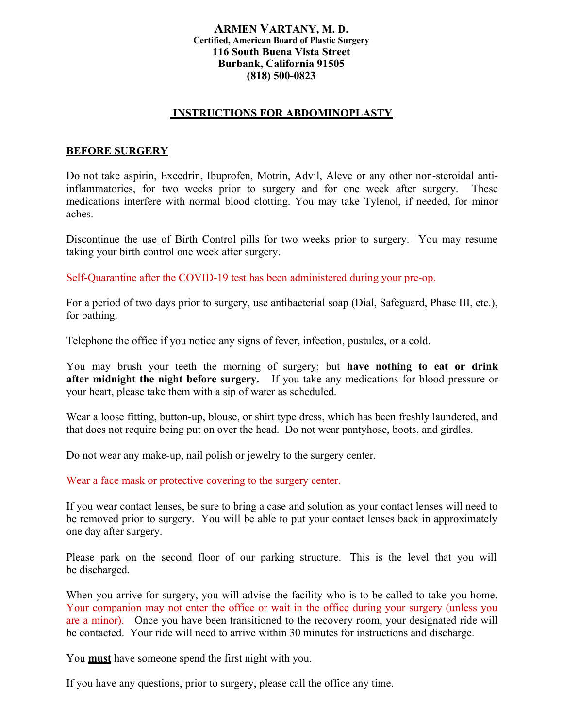**ARMEN VARTANY, M. D.**
**Certified, American Board of Plastic Surgery**
**116 South Buena Vista Street**
**Burbank, California 91505**
**(818) 500-0823**

# INSTRUCTIONS FOR ABDOMINOPLASTY

## BEFORE SURGERY

Do not take aspirin, Excedrin, Ibuprofen, Motrin, Advil, Aleve or any other non-steroidal anti-inflammatories, for two weeks prior to surgery and for one week after surgery. These medications interfere with normal blood clotting. You may take Tylenol, if needed, for minor aches.

Discontinue the use of Birth Control pills for two weeks prior to surgery. You may resume taking your birth control one week after surgery.

Self-Quarantine after the COVID-19 test has been administered during your pre-op.

For a period of two days prior to surgery, use antibacterial soap (Dial, Safeguard, Phase III, etc.), for bathing.

Telephone the office if you notice any signs of fever, infection, pustules, or a cold.

You may brush your teeth the morning of surgery; but **have nothing to eat or drink after midnight the night before surgery.** If you take any medications for blood pressure or your heart, please take them with a sip of water as scheduled.

Wear a loose fitting, button-up, blouse, or shirt type dress, which has been freshly laundered, and that does not require being put on over the head. Do not wear pantyhose, boots, and girdles.

Do not wear any make-up, nail polish or jewelry to the surgery center.

Wear a face mask or protective covering to the surgery center.

If you wear contact lenses, be sure to bring a case and solution as your contact lenses will need to be removed prior to surgery. You will be able to put your contact lenses back in approximately one day after surgery.

Please park on the second floor of our parking structure. This is the level that you will be discharged.

When you arrive for surgery, you will advise the facility who is to be called to take you home. Your companion may not enter the office or wait in the office during your surgery (unless you are a minor). Once you have been transitioned to the recovery room, your designated ride will be contacted. Your ride will need to arrive within 30 minutes for instructions and discharge.

You **must** have someone spend the first night with you.

If you have any questions, prior to surgery, please call the office any time.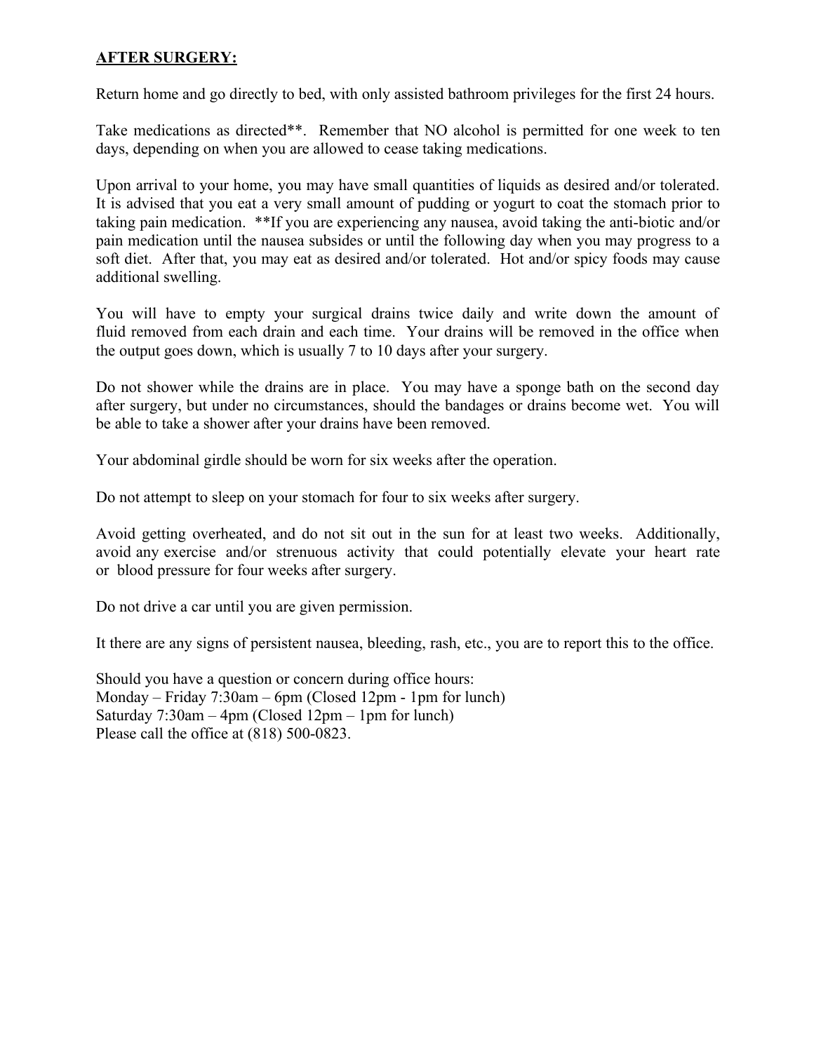**AFTER SURGERY:**

Return home and go directly to bed, with only assisted bathroom privileges for the first 24 hours.

Take medications as directed**. Remember that NO alcohol is permitted for one week to ten days, depending on when you are allowed to cease taking medications.

Upon arrival to your home, you may have small quantities of liquids as desired and/or tolerated. It is advised that you eat a very small amount of pudding or yogurt to coat the stomach prior to taking pain medication. **If you are experiencing any nausea, avoid taking the anti-biotic and/or pain medication until the nausea subsides or until the following day when you may progress to a soft diet. After that, you may eat as desired and/or tolerated. Hot and/or spicy foods may cause additional swelling.

You will have to empty your surgical drains twice daily and write down the amount of fluid removed from each drain and each time. Your drains will be removed in the office when the output goes down, which is usually 7 to 10 days after your surgery.

Do not shower while the drains are in place. You may have a sponge bath on the second day after surgery, but under no circumstances, should the bandages or drains become wet. You will be able to take a shower after your drains have been removed.

Your abdominal girdle should be worn for six weeks after the operation.

Do not attempt to sleep on your stomach for four to six weeks after surgery.

Avoid getting overheated, and do not sit out in the sun for at least two weeks. Additionally, avoid any exercise and/or strenuous activity that could potentially elevate your heart rate or blood pressure for four weeks after surgery.

Do not drive a car until you are given permission.

It there are any signs of persistent nausea, bleeding, rash, etc., you are to report this to the office.

Should you have a question or concern during office hours:
Monday – Friday 7:30am – 6pm (Closed 12pm - 1pm for lunch)
Saturday 7:30am – 4pm (Closed 12pm – 1pm for lunch)
Please call the office at (818) 500-0823.